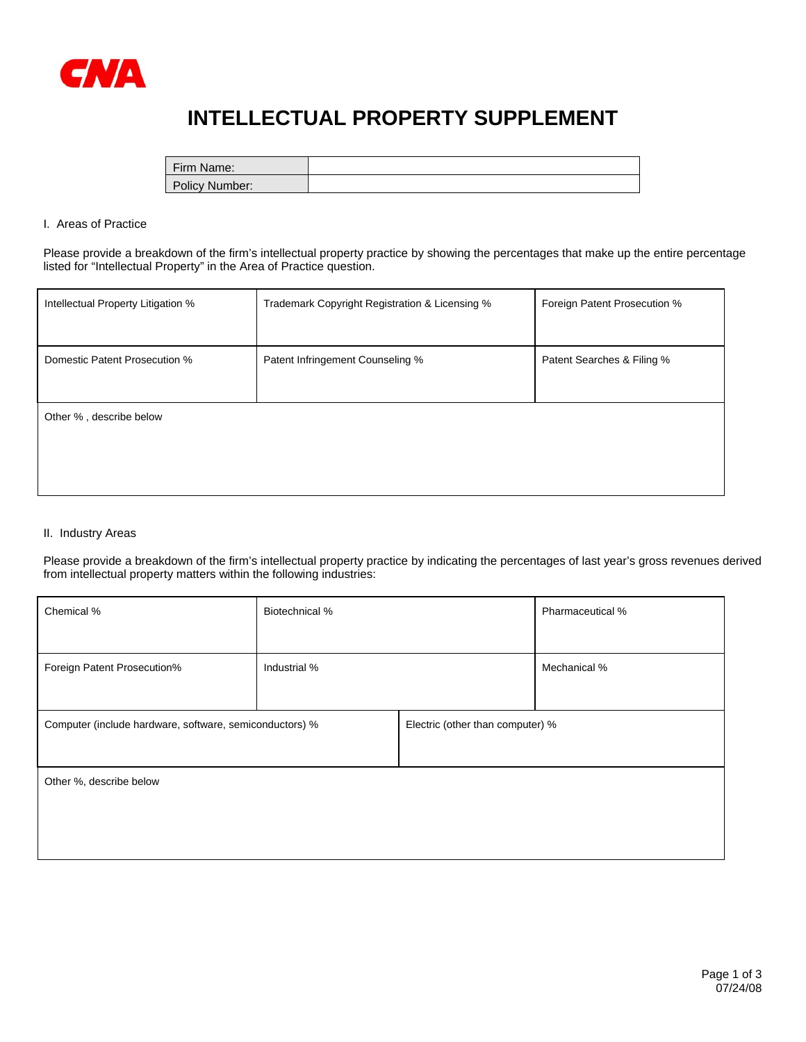CNA

# INTELLECTUAL PROPERTY SUPPLEMENT

| Firm Name: | |
|---|---|
| Policy Number: | |

I. Areas of Practice

Please provide a breakdown of the firm's intellectual property practice by showing the percentages that make up the entire percentage listed for "Intellectual Property" in the Area of Practice question.

| | | |
|---|---|---|
| Intellectual Property Litigation % | Trademark Copyright Registration & Licensing % | Foreign Patent Prosecution % |
| Domestic Patent Prosecution % | Patent Infringement Counseling % | Patent Searches & Filing % |
| Other % , describe below | | |

II. Industry Areas

Please provide a breakdown of the firm's intellectual property practice by indicating the percentages of last year's gross revenues derived from intellectual property matters within the following industries:

| | | |
|---|---|---|
| Chemical % | Biotechnical % | Pharmaceutical % |
| Foreign Patent Prosecution% | Industrial % | Mechanical % |
| Computer (include hardware, software, semiconductors) % | Electric (other than computer) % | |
| Other %, describe below | | |

07/24/08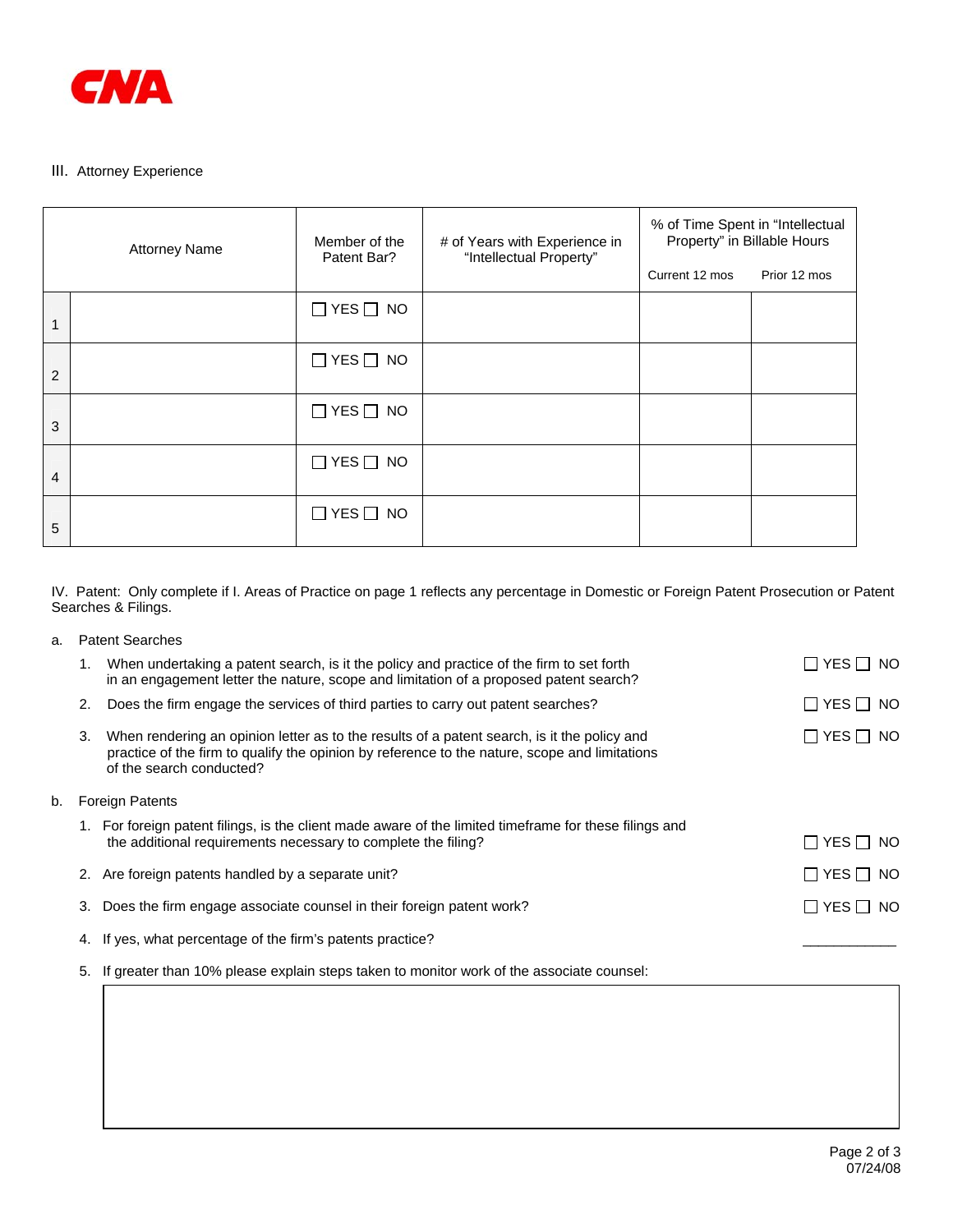CNA

## III. Attorney Experience

| | Attorney Name | Member of the Patent Bar? | # of Years with Experience in "Intellectual Property" | % of Time Spent in "Intellectual Property" in Billable Hours | |
|---|---|---|---|---|---|
| | | | | Current 12 mos | Prior 12 mos |
| 1 | | ☐ YES ☐ NO | | | |
| 2 | | ☐ YES ☐ NO | | | |
| 3 | | ☐ YES ☐ NO | | | |
| 4 | | ☐ YES ☐ NO | | | |
| 5 | | ☐ YES ☐ NO | | | |

## IV. Patent: Only complete if I. Areas of Practice on page 1 reflects any percentage in Domestic or Foreign Patent Prosecution or Patent Searches & Filings.

a. Patent Searches

1. When undertaking a patent search, is it the policy and practice of the firm to set forth in an engagement letter the nature, scope and limitation of a proposed patent search? ☐ YES ☐ NO
2. Does the firm engage the services of third parties to carry out patent searches? ☐ YES ☐ NO
3. When rendering an opinion letter as to the results of a patent search, is it the policy and practice of the firm to qualify the opinion by reference to the nature, scope and limitations of the search conducted? ☐ YES ☐ NO

b. Foreign Patents

1. For foreign patent filings, is the client made aware of the limited timeframe for these filings and the additional requirements necessary to complete the filing? ☐ YES ☐ NO
2. Are foreign patents handled by a separate unit? ☐ YES ☐ NO
3. Does the firm engage associate counsel in their foreign patent work? ☐ YES ☐ NO
4. If yes, what percentage of the firm's patents practice? ___________
5. If greater than 10% please explain steps taken to monitor work of the associate counsel:

|   |
|---|
|   |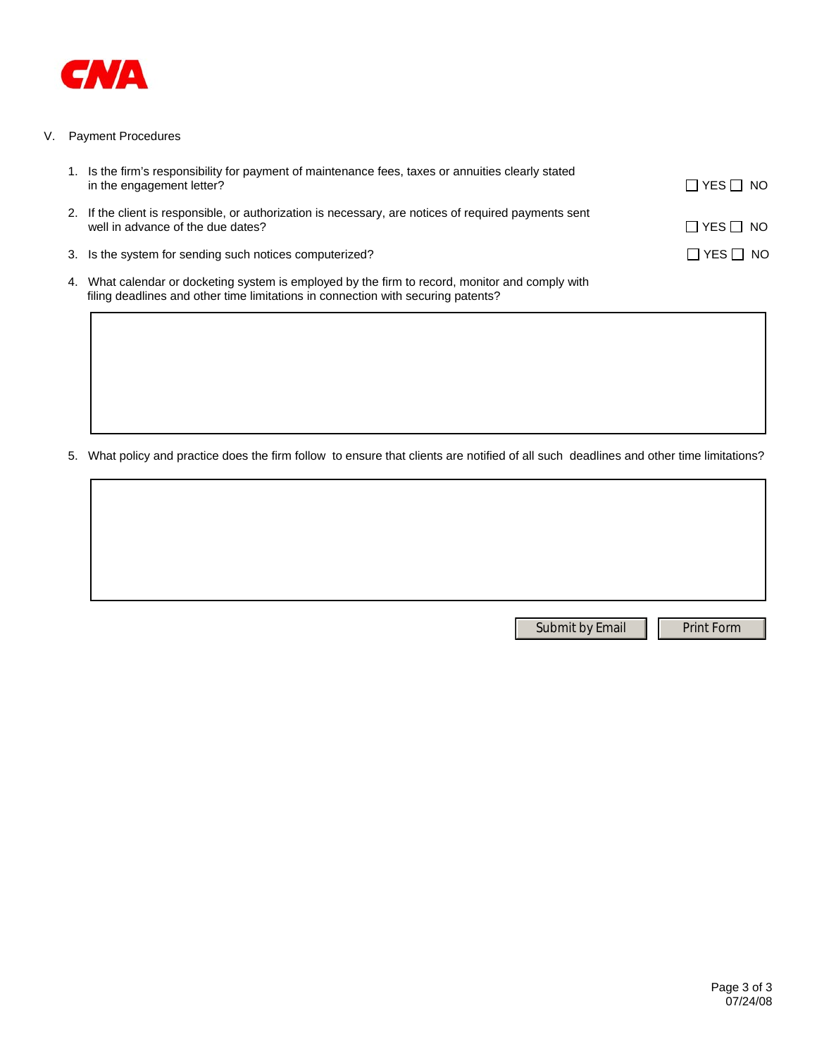CNA

## V. Payment Procedures

1. Is the firm's responsibility for payment of maintenance fees, taxes or annuities clearly stated in the engagement letter? ☐ YES ☐ NO

2. If the client is responsible, or authorization is necessary, are notices of required payments sent well in advance of the due dates? ☐ YES ☐ NO

3. Is the system for sending such notices computerized? ☐ YES ☐ NO

4. What calendar or docketing system is employed by the firm to record, monitor and comply with filing deadlines and other time limitations in connection with securing patents?

5. What policy and practice does the firm follow to ensure that clients are notified of all such deadlines and other time limitations?

Submit by Email | Print Form

07/24/08